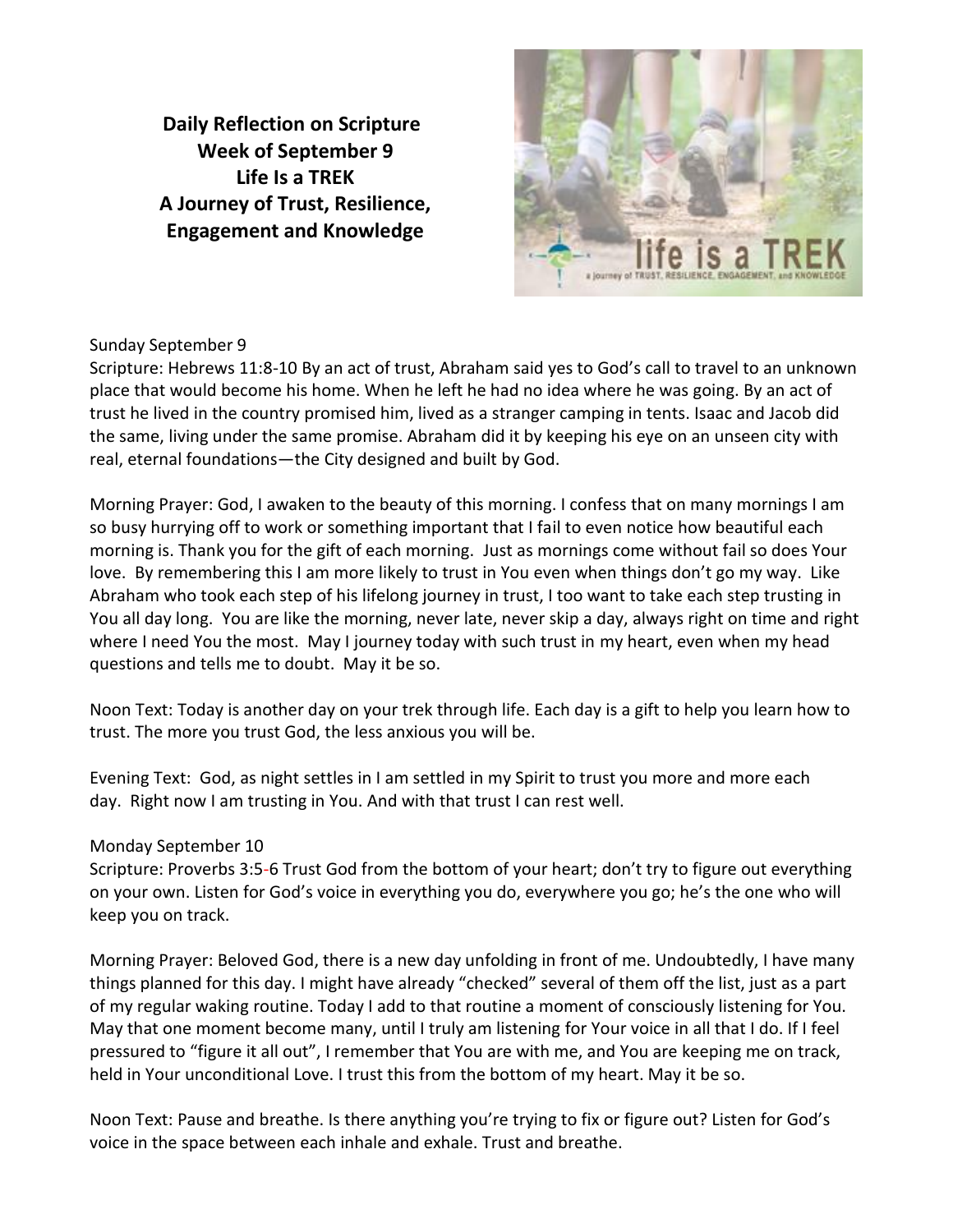# Daily Reflection on Scripture
## Week of September 9
## Life Is a TREK
## A Journey of Trust, Resilience, Engagement and Knowledge

Sunday September 9

Scripture: Hebrews 11:8-10 By an act of trust, Abraham said yes to God's call to travel to an unknown place that would become his home. When he left he had no idea where he was going. By an act of trust he lived in the country promised him, lived as a stranger camping in tents. Isaac and Jacob did the same, living under the same promise. Abraham did it by keeping his eye on an unseen city with real, eternal foundations—the City designed and built by God.

Morning Prayer: God, I awaken to the beauty of this morning. I confess that on many mornings I am so busy hurrying off to work or something important that I fail to even notice how beautiful each morning is. Thank you for the gift of each morning. Just as mornings come without fail so does Your love. By remembering this I am more likely to trust in You even when things don't go my way. Like Abraham who took each step of his lifelong journey in trust, I too want to take each step trusting in You all day long. You are like the morning, never late, never skip a day, always right on time and right where I need You the most. May I journey today with such trust in my heart, even when my head questions and tells me to doubt. May it be so.

Noon Text: Today is another day on your trek through life. Each day is a gift to help you learn how to trust. The more you trust God, the less anxious you will be.

Evening Text: God, as night settles in I am settled in my Spirit to trust you more and more each day. Right now I am trusting in You. And with that trust I can rest well.

Monday September 10

Scripture: Proverbs 3:5-6 Trust God from the bottom of your heart; don't try to figure out everything on your own. Listen for God's voice in everything you do, everywhere you go; he's the one who will keep you on track.

Morning Prayer: Beloved God, there is a new day unfolding in front of me. Undoubtedly, I have many things planned for this day. I might have already "checked" several of them off the list, just as a part of my regular waking routine. Today I add to that routine a moment of consciously listening for You. May that one moment become many, until I truly am listening for Your voice in all that I do. If I feel pressured to "figure it all out", I remember that You are with me, and You are keeping me on track, held in Your unconditional Love. I trust this from the bottom of my heart. May it be so.

Noon Text: Pause and breathe. Is there anything you're trying to fix or figure out? Listen for God's voice in the space between each inhale and exhale. Trust and breathe.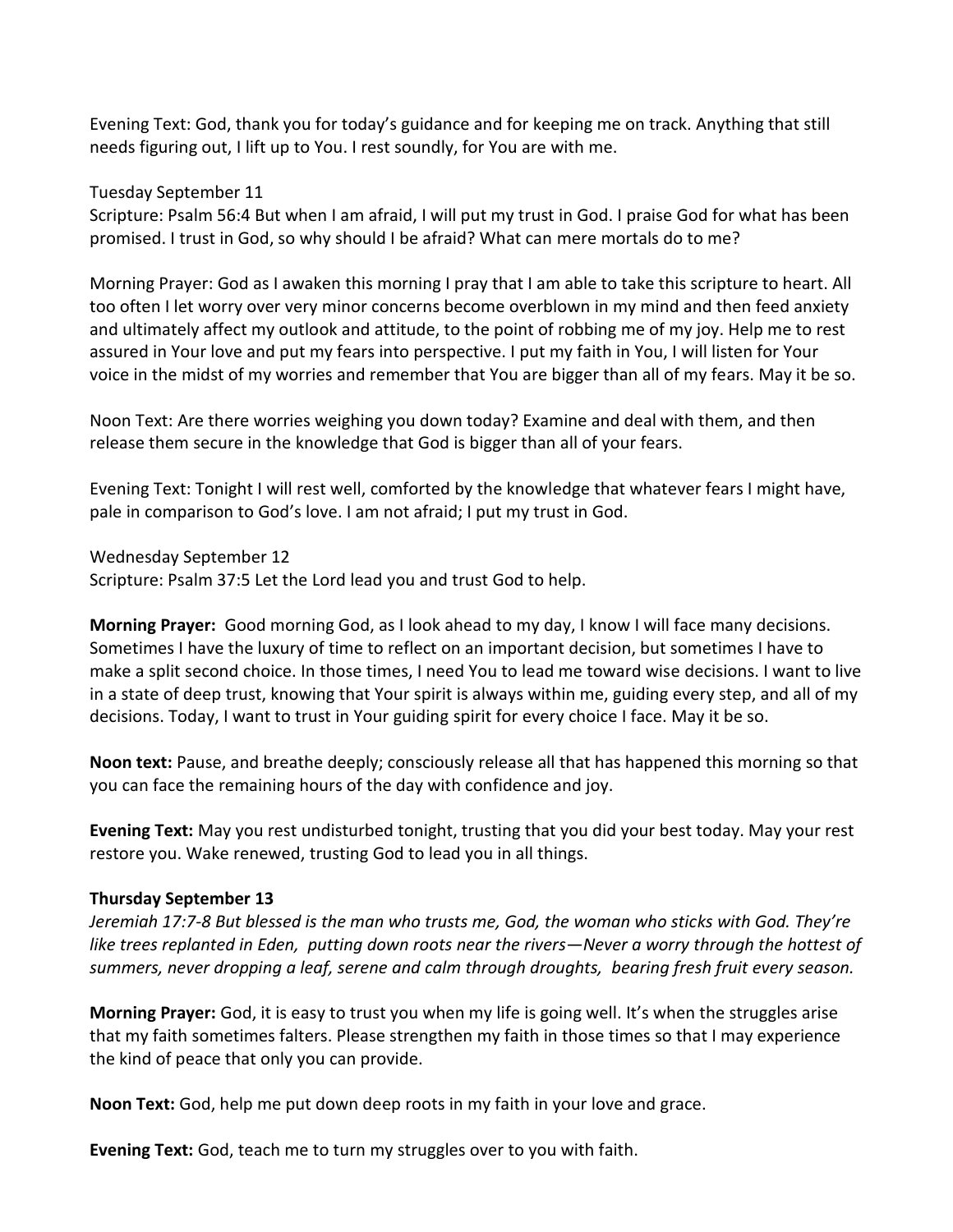Evening Text: God, thank you for today's guidance and for keeping me on track. Anything that still needs figuring out, I lift up to You. I rest soundly, for You are with me.

Tuesday September 11
Scripture: Psalm 56:4 But when I am afraid, I will put my trust in God. I praise God for what has been promised. I trust in God, so why should I be afraid? What can mere mortals do to me?

Morning Prayer: God as I awaken this morning I pray that I am able to take this scripture to heart. All too often I let worry over very minor concerns become overblown in my mind and then feed anxiety and ultimately affect my outlook and attitude, to the point of robbing me of my joy. Help me to rest assured in Your love and put my fears into perspective. I put my faith in You, I will listen for Your voice in the midst of my worries and remember that You are bigger than all of my fears. May it be so.

Noon Text: Are there worries weighing you down today? Examine and deal with them, and then release them secure in the knowledge that God is bigger than all of your fears.

Evening Text: Tonight I will rest well, comforted by the knowledge that whatever fears I might have, pale in comparison to God's love. I am not afraid; I put my trust in God.

Wednesday September 12
Scripture: Psalm 37:5 Let the Lord lead you and trust God to help.

**Morning Prayer:** Good morning God, as I look ahead to my day, I know I will face many decisions. Sometimes I have the luxury of time to reflect on an important decision, but sometimes I have to make a split second choice. In those times, I need You to lead me toward wise decisions. I want to live in a state of deep trust, knowing that Your spirit is always within me, guiding every step, and all of my decisions. Today, I want to trust in Your guiding spirit for every choice I face. May it be so.

**Noon text:** Pause, and breathe deeply; consciously release all that has happened this morning so that you can face the remaining hours of the day with confidence and joy.

**Evening Text:** May you rest undisturbed tonight, trusting that you did your best today. May your rest restore you. Wake renewed, trusting God to lead you in all things.

**Thursday September 13**
*Jeremiah 17:7-8 But blessed is the man who trusts me, God, the woman who sticks with God. They're like trees replanted in Eden, putting down roots near the rivers—Never a worry through the hottest of summers, never dropping a leaf, serene and calm through droughts, bearing fresh fruit every season.*

**Morning Prayer:** God, it is easy to trust you when my life is going well. It's when the struggles arise that my faith sometimes falters. Please strengthen my faith in those times so that I may experience the kind of peace that only you can provide.

**Noon Text:** God, help me put down deep roots in my faith in your love and grace.

**Evening Text:** God, teach me to turn my struggles over to you with faith.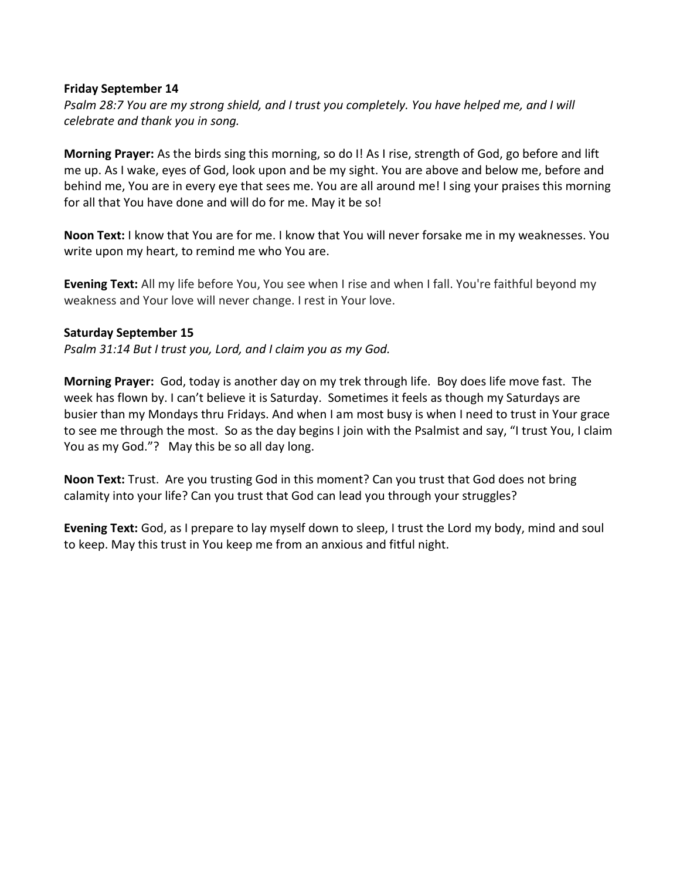**Friday September 14**

*Psalm 28:7 You are my strong shield, and I trust you completely. You have helped me, and I will celebrate and thank you in song.*

**Morning Prayer:** As the birds sing this morning, so do I! As I rise, strength of God, go before and lift me up. As I wake, eyes of God, look upon and be my sight. You are above and below me, before and behind me, You are in every eye that sees me. You are all around me! I sing your praises this morning for all that You have done and will do for me. May it be so!

**Noon Text:** I know that You are for me. I know that You will never forsake me in my weaknesses. You write upon my heart, to remind me who You are.

**Evening Text:** All my life before You, You see when I rise and when I fall. You're faithful beyond my weakness and Your love will never change. I rest in Your love.

**Saturday September 15**

*Psalm 31:14 But I trust you, Lord, and I claim you as my God.*

**Morning Prayer:** God, today is another day on my trek through life. Boy does life move fast. The week has flown by. I can't believe it is Saturday. Sometimes it feels as though my Saturdays are busier than my Mondays thru Fridays. And when I am most busy is when I need to trust in Your grace to see me through the most. So as the day begins I join with the Psalmist and say, "I trust You, I claim You as my God."? May this be so all day long.

**Noon Text:** Trust. Are you trusting God in this moment? Can you trust that God does not bring calamity into your life? Can you trust that God can lead you through your struggles?

**Evening Text:** God, as I prepare to lay myself down to sleep, I trust the Lord my body, mind and soul to keep. May this trust in You keep me from an anxious and fitful night.